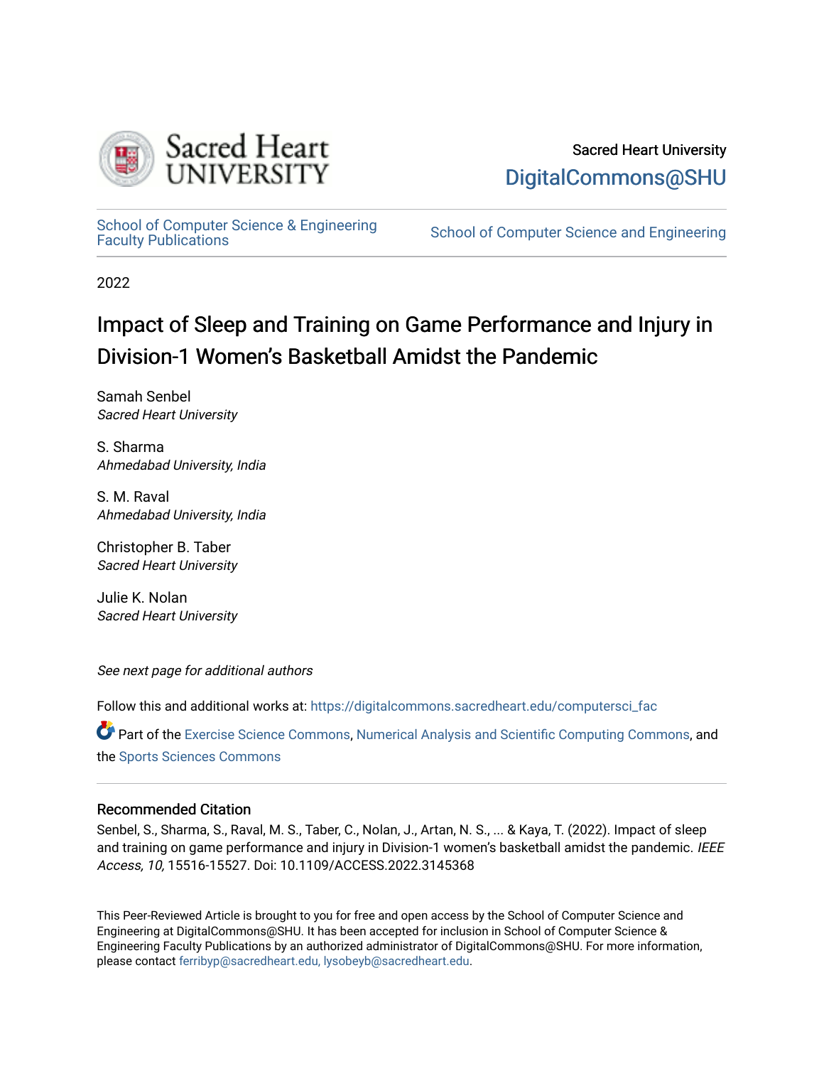Sacred Heart University

DigitalCommons@SHU

School of Computer Science & Engineering Faculty Publications

School of Computer Science and Engineering

2022

# Impact of Sleep and Training on Game Performance and Injury in Division-1 Women's Basketball Amidst the Pandemic

Samah Senbel
*Sacred Heart University*

S. Sharma
*Ahmedabad University, India*

S. M. Raval
*Ahmedabad University, India*

Christopher B. Taber
*Sacred Heart University*

Julie K. Nolan
*Sacred Heart University*

*See next page for additional authors*

Follow this and additional works at: https://digitalcommons.sacredheart.edu/computersci_fac

Part of the Exercise Science Commons, Numerical Analysis and Scientific Computing Commons, and the Sports Sciences Commons

## Recommended Citation

Senbel, S., Sharma, S., Raval, M. S., Taber, C., Nolan, J., Artan, N. S., ... & Kaya, T. (2022). Impact of sleep and training on game performance and injury in Division-1 women's basketball amidst the pandemic. *IEEE Access, 10,* 15516-15527. Doi: 10.1109/ACCESS.2022.3145368

This Peer-Reviewed Article is brought to you for free and open access by the School of Computer Science and Engineering at DigitalCommons@SHU. It has been accepted for inclusion in School of Computer Science & Engineering Faculty Publications by an authorized administrator of DigitalCommons@SHU. For more information, please contact ferribyp@sacredheart.edu, lysobeyb@sacredheart.edu.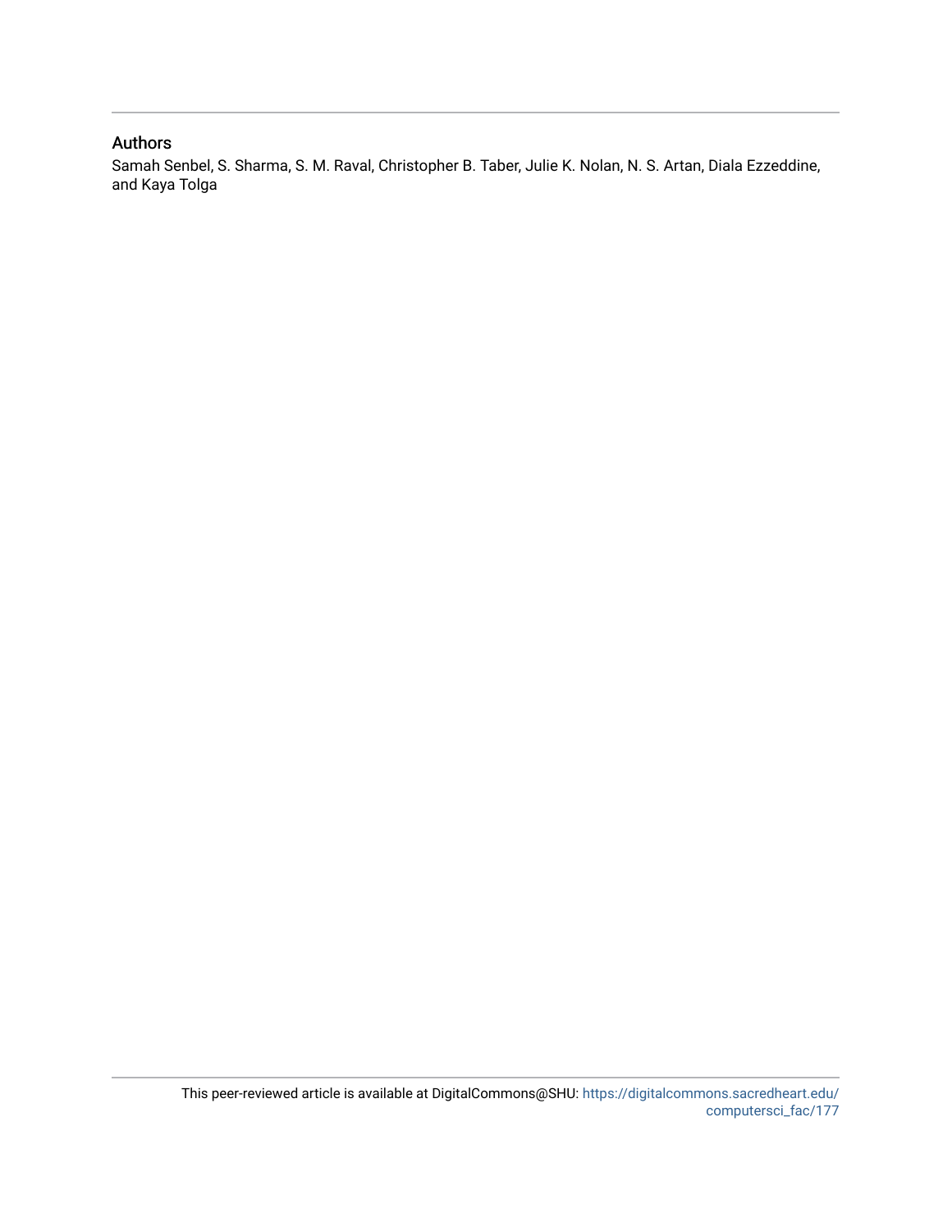## Authors

Samah Senbel, S. Sharma, S. M. Raval, Christopher B. Taber, Julie K. Nolan, N. S. Artan, Diala Ezzeddine, and Kaya Tolga

This peer-reviewed article is available at DigitalCommons@SHU: https://digitalcommons.sacredheart.edu/computersci_fac/177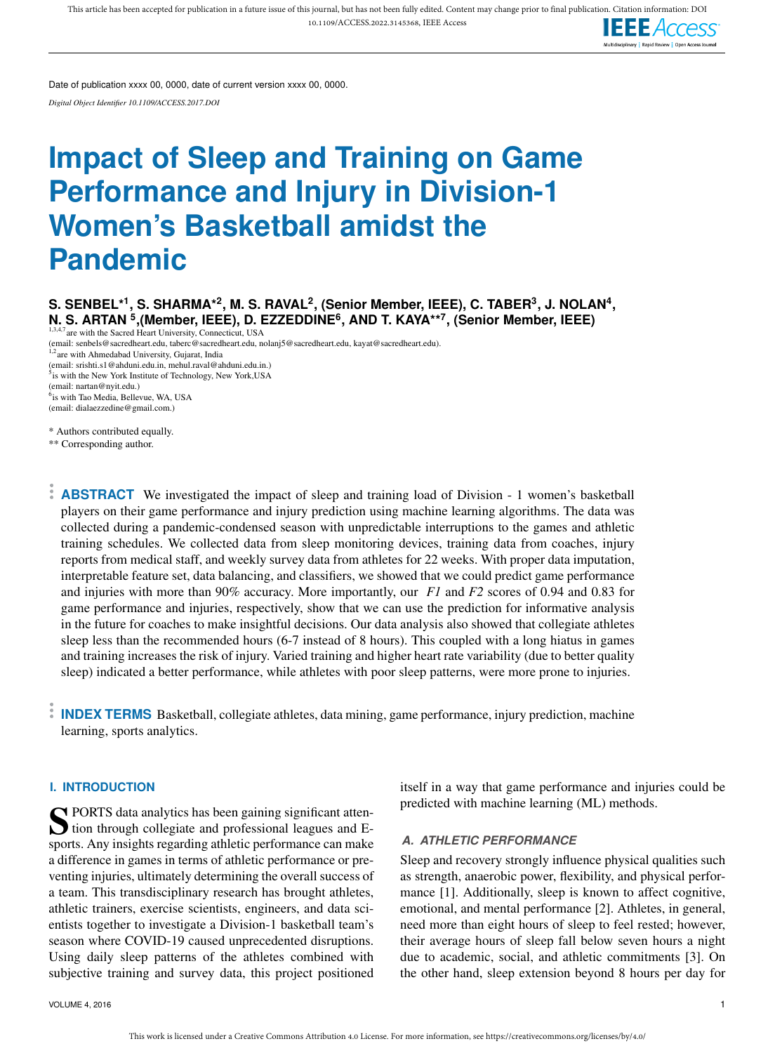Date of publication xxxx 00, 0000, date of current version xxxx 00, 0000.

*Digital Object Identifier 10.1109/ACCESS.2017.DOI*

# Impact of Sleep and Training on Game Performance and Injury in Division-1 Women's Basketball amidst the Pandemic

**S. SENBEL*[1], S. SHARMA*[2], M. S. RAVAL[2], (Senior Member, IEEE), C. TABER[3], J. NOLAN[4], N. S. ARTAN [5],(Member, IEEE), D. EZZEDDINE[6], AND T. KAYA**[7], (Senior Member, IEEE)**

[1,3,4,7] are with the Sacred Heart University, Connecticut, USA
(email: senbels@sacredheart.edu, taberc@sacredheart.edu, nolanj5@sacredheart.edu, kayat@sacredheart.edu).
[1,2] are with Ahmedabad University, Gujarat, India
(email: srishti.s1@ahduni.edu.in, mehul.raval@ahduni.edu.in.)
[5] is with the New York Institute of Technology, New York,USA
(email: nartan@nyit.edu.)
[6] is with Tao Media, Bellevue, WA, USA
(email: dialaezzedine@gmail.com.)

\* Authors contributed equally.
\*\* Corresponding author.

**ABSTRACT** We investigated the impact of sleep and training load of Division - 1 women's basketball players on their game performance and injury prediction using machine learning algorithms. The data was collected during a pandemic-condensed season with unpredictable interruptions to the games and athletic training schedules. We collected data from sleep monitoring devices, training data from coaches, injury reports from medical staff, and weekly survey data from athletes for 22 weeks. With proper data imputation, interpretable feature set, data balancing, and classifiers, we showed that we could predict game performance and injuries with more than 90% accuracy. More importantly, our *F1* and *F2* scores of 0.94 and 0.83 for game performance and injuries, respectively, show that we can use the prediction for informative analysis in the future for coaches to make insightful decisions. Our data analysis also showed that collegiate athletes sleep less than the recommended hours (6-7 instead of 8 hours). This coupled with a long hiatus in games and training increases the risk of injury. Varied training and higher heart rate variability (due to better quality sleep) indicated a better performance, while athletes with poor sleep patterns, were more prone to injuries.

**INDEX TERMS** Basketball, collegiate athletes, data mining, game performance, injury prediction, machine learning, sports analytics.

## I. INTRODUCTION

SPORTS data analytics has been gaining significant attention through collegiate and professional leagues and E-sports. Any insights regarding athletic performance can make a difference in games in terms of athletic performance or preventing injuries, ultimately determining the overall success of a team. This transdisciplinary research has brought athletes, athletic trainers, exercise scientists, engineers, and data scientists together to investigate a Division-1 basketball team's season where COVID-19 caused unprecedented disruptions. Using daily sleep patterns of the athletes combined with subjective training and survey data, this project positioned itself in a way that game performance and injuries could be predicted with machine learning (ML) methods.

### A. ATHLETIC PERFORMANCE

Sleep and recovery strongly influence physical qualities such as strength, anaerobic power, flexibility, and physical performance [1]. Additionally, sleep is known to affect cognitive, emotional, and mental performance [2]. Athletes, in general, need more than eight hours of sleep to feel rested; however, their average hours of sleep fall below seven hours a night due to academic, social, and athletic commitments [3]. On the other hand, sleep extension beyond 8 hours per day for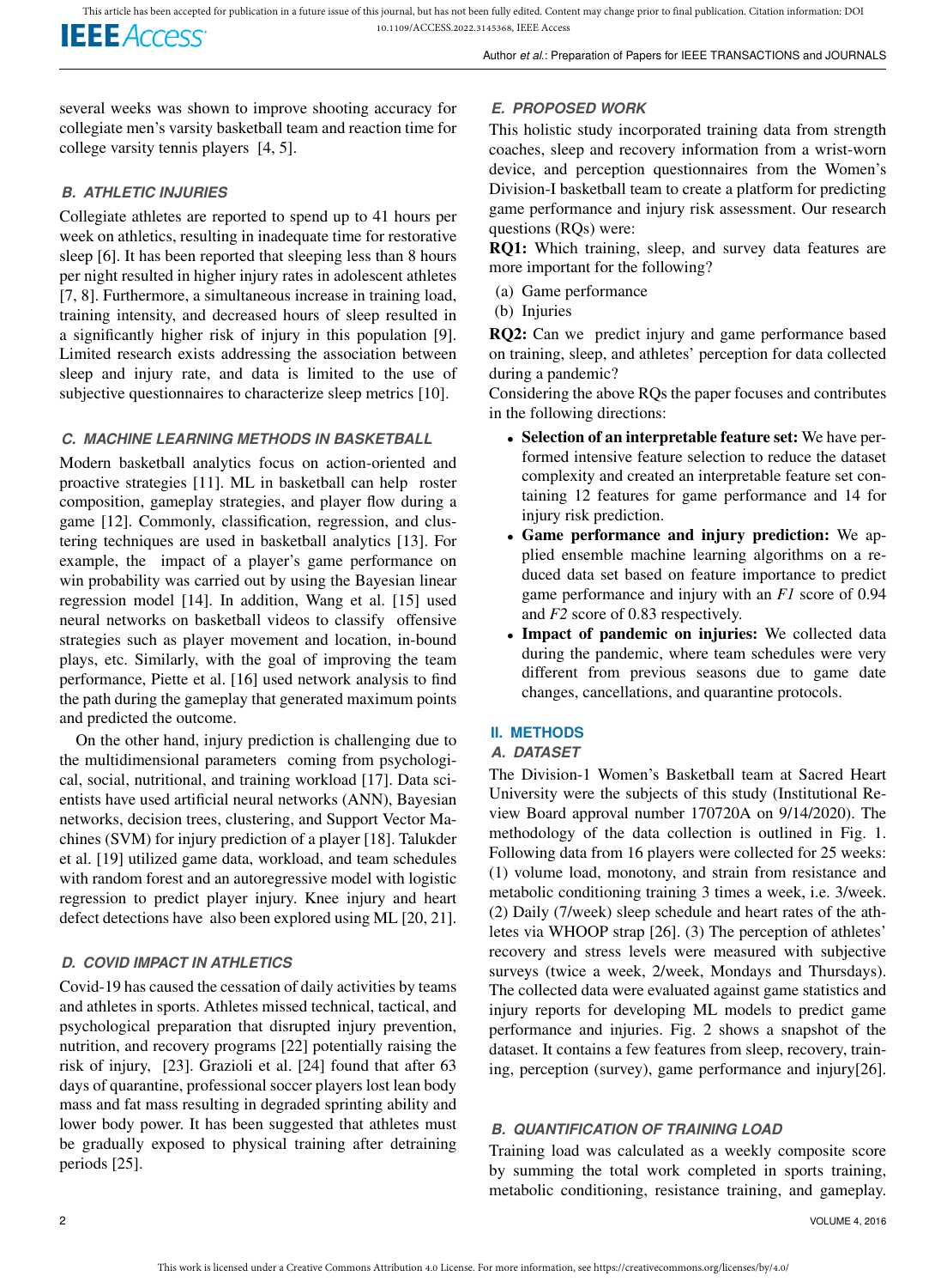several weeks was shown to improve shooting accuracy for collegiate men's varsity basketball team and reaction time for college varsity tennis players [4, 5].

### B. ATHLETIC INJURIES

Collegiate athletes are reported to spend up to 41 hours per week on athletics, resulting in inadequate time for restorative sleep [6]. It has been reported that sleeping less than 8 hours per night resulted in higher injury rates in adolescent athletes [7, 8]. Furthermore, a simultaneous increase in training load, training intensity, and decreased hours of sleep resulted in a significantly higher risk of injury in this population [9]. Limited research exists addressing the association between sleep and injury rate, and data is limited to the use of subjective questionnaires to characterize sleep metrics [10].

### C. MACHINE LEARNING METHODS IN BASKETBALL

Modern basketball analytics focus on action-oriented and proactive strategies [11]. ML in basketball can help roster composition, gameplay strategies, and player flow during a game [12]. Commonly, classification, regression, and clustering techniques are used in basketball analytics [13]. For example, the impact of a player's game performance on win probability was carried out by using the Bayesian linear regression model [14]. In addition, Wang et al. [15] used neural networks on basketball videos to classify offensive strategies such as player movement and location, in-bound plays, etc. Similarly, with the goal of improving the team performance, Piette et al. [16] used network analysis to find the path during the gameplay that generated maximum points and predicted the outcome.

On the other hand, injury prediction is challenging due to the multidimensional parameters coming from psychological, social, nutritional, and training workload [17]. Data scientists have used artificial neural networks (ANN), Bayesian networks, decision trees, clustering, and Support Vector Machines (SVM) for injury prediction of a player [18]. Talukder et al. [19] utilized game data, workload, and team schedules with random forest and an autoregressive model with logistic regression to predict player injury. Knee injury and heart defect detections have also been explored using ML [20, 21].

### D. COVID IMPACT IN ATHLETICS

Covid-19 has caused the cessation of daily activities by teams and athletes in sports. Athletes missed technical, tactical, and psychological preparation that disrupted injury prevention, nutrition, and recovery programs [22] potentially raising the risk of injury, [23]. Grazioli et al. [24] found that after 63 days of quarantine, professional soccer players lost lean body mass and fat mass resulting in degraded sprinting ability and lower body power. It has been suggested that athletes must be gradually exposed to physical training after detraining periods [25].

### E. PROPOSED WORK

This holistic study incorporated training data from strength coaches, sleep and recovery information from a wrist-worn device, and perception questionnaires from the Women's Division-I basketball team to create a platform for predicting game performance and injury risk assessment. Our research questions (RQs) were:

**RQ1:** Which training, sleep, and survey data features are more important for the following?

(a) Game performance
(b) Injuries

**RQ2:** Can we predict injury and game performance based on training, sleep, and athletes' perception for data collected during a pandemic?

Considering the above RQs the paper focuses and contributes in the following directions:

- **Selection of an interpretable feature set:** We have performed intensive feature selection to reduce the dataset complexity and created an interpretable feature set containing 12 features for game performance and 14 for injury risk prediction.
- **Game performance and injury prediction:** We applied ensemble machine learning algorithms on a reduced data set based on feature importance to predict game performance and injury with an *F1* score of 0.94 and *F2* score of 0.83 respectively.
- **Impact of pandemic on injuries:** We collected data during the pandemic, where team schedules were very different from previous seasons due to game date changes, cancellations, and quarantine protocols.

## II. METHODS

### A. DATASET

The Division-1 Women's Basketball team at Sacred Heart University were the subjects of this study (Institutional Review Board approval number 170720A on 9/14/2020). The methodology of the data collection is outlined in Fig. 1. Following data from 16 players were collected for 25 weeks: (1) volume load, monotony, and strain from resistance and metabolic conditioning training 3 times a week, i.e. 3/week. (2) Daily (7/week) sleep schedule and heart rates of the athletes via WHOOP strap [26]. (3) The perception of athletes' recovery and stress levels were measured with subjective surveys (twice a week, 2/week, Mondays and Thursdays). The collected data were evaluated against game statistics and injury reports for developing ML models to predict game performance and injuries. Fig. 2 shows a snapshot of the dataset. It contains a few features from sleep, recovery, training, perception (survey), game performance and injury[26].

### B. QUANTIFICATION OF TRAINING LOAD

Training load was calculated as a weekly composite score by summing the total work completed in sports training, metabolic conditioning, resistance training, and gameplay.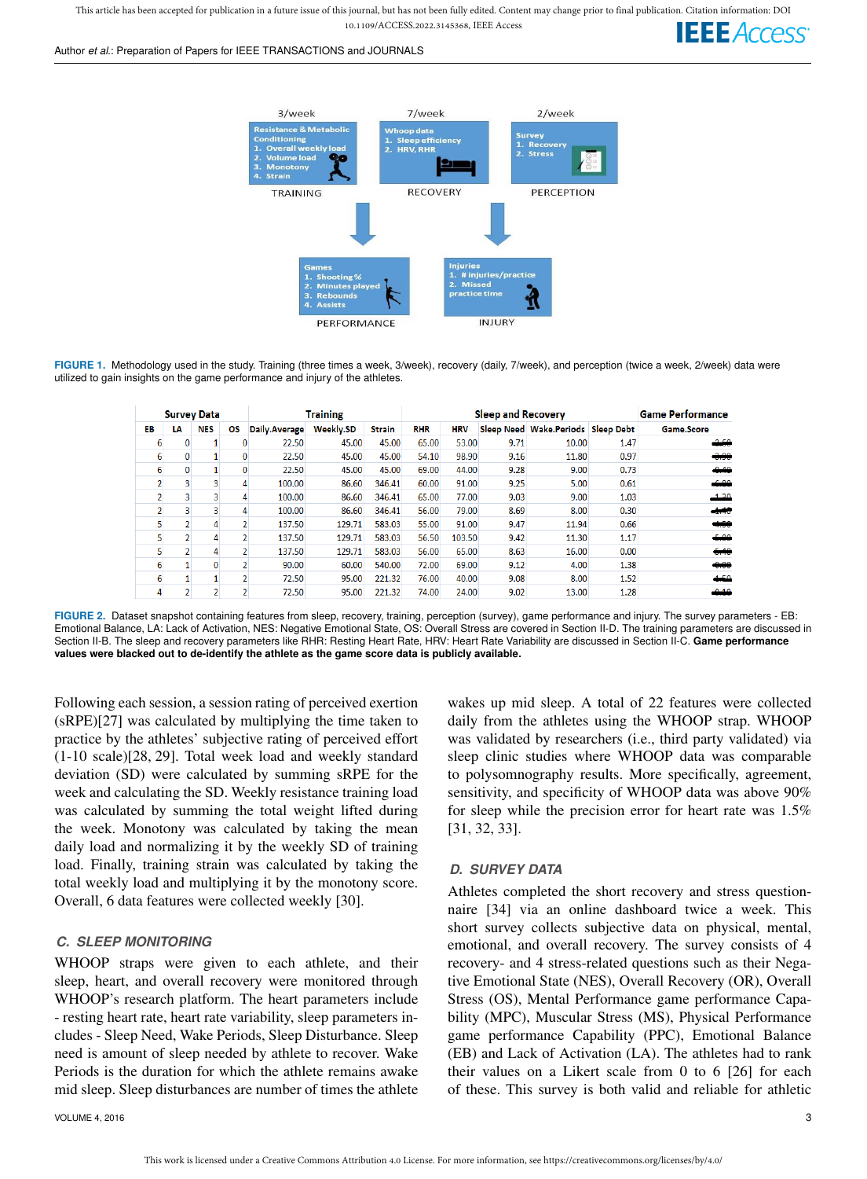TRAINING

3/week

Resistance & Metabolic Conditioning
1. Overall weekly load
2. Volume load
3. Monotony
4. Strain

RECOVERY

7/week

Whoop data
1. Sleep efficiency
2. HRV, RHR

PERCEPTION

2/week

Survey
1. Recovery
2. Stress

PERFORMANCE

Games
1. Shooting %
2. Minutes played
3. Rebounds
4. Assists

INJURY

Injuries
1. # injuries/practice
2. Missed practice time

**FIGURE 1.** Methodology used in the study. Training (three times a week, 3/week), recovery (daily, 7/week), and perception (twice a week, 2/week) data were utilized to gain insights on the game performance and injury of the athletes.

| Survey Data | | | | Training | | | Sleep and Recovery | | | | | Game Performance |
|---|---|---|---|---|---|---|---|---|---|---|---|---|
| EB | LA | NES | OS | Daily.Average | Weekly.SD | Strain | RHR | HRV | Sleep Need | Wake.Periods | Sleep Debt | Game.Score |
| 6 | 0 | 1 | 0 | 22.50 | 45.00 | 45.00 | 65.00 | 53.00 | 9.71 | 10.00 | 1.47 | |
| 6 | 0 | 1 | 0 | 22.50 | 45.00 | 45.00 | 54.10 | 98.90 | 9.16 | 11.80 | 0.97 | |
| 6 | 0 | 1 | 0 | 22.50 | 45.00 | 45.00 | 69.00 | 44.00 | 9.28 | 9.00 | 0.73 | |
| 2 | 3 | 3 | 4 | 100.00 | 86.60 | 346.41 | 60.00 | 91.00 | 9.25 | 5.00 | 0.61 | |
| 2 | 3 | 3 | 4 | 100.00 | 86.60 | 346.41 | 65.00 | 77.00 | 9.03 | 9.00 | 1.03 | |
| 2 | 3 | 3 | 4 | 100.00 | 86.60 | 346.41 | 56.00 | 79.00 | 8.69 | 8.00 | 0.30 | |
| 5 | 2 | 4 | 2 | 137.50 | 129.71 | 583.03 | 55.00 | 91.00 | 9.47 | 11.94 | 0.66 | |
| 5 | 2 | 4 | 2 | 137.50 | 129.71 | 583.03 | 56.50 | 103.50 | 9.42 | 11.30 | 1.17 | |
| 5 | 2 | 4 | 2 | 137.50 | 129.71 | 583.03 | 56.00 | 65.00 | 8.63 | 16.00 | 0.00 | |
| 6 | 1 | 0 | 2 | 90.00 | 60.00 | 540.00 | 72.00 | 69.00 | 9.12 | 4.00 | 1.38 | |
| 6 | 1 | 1 | 2 | 72.50 | 95.00 | 221.32 | 76.00 | 40.00 | 9.08 | 8.00 | 1.52 | |
| 4 | 2 | 2 | 2 | 72.50 | 95.00 | 221.32 | 74.00 | 24.00 | 9.02 | 13.00 | 1.28 | |

**FIGURE 2.** Dataset snapshot containing features from sleep, recovery, training, perception (survey), game performance and injury. The survey parameters - EB: Emotional Balance, LA: Lack of Activation, NES: Negative Emotional State, OS: Overall Stress are covered in Section II-D. The training parameters are discussed in Section II-B. The sleep and recovery parameters like RHR: Resting Heart Rate, HRV: Heart Rate Variability are discussed in Section II-C. **Game performance values were blacked out to de-identify the athlete as the game score data is publicly available.**

Following each session, a session rating of perceived exertion (sRPE)[27] was calculated by multiplying the time taken to practice by the athletes' subjective rating of perceived effort (1-10 scale)[28, 29]. Total week load and weekly standard deviation (SD) were calculated by summing sRPE for the week and calculating the SD. Weekly resistance training load was calculated by summing the total weight lifted during the week. Monotony was calculated by taking the mean daily load and normalizing it by the weekly SD of training load. Finally, training strain was calculated by taking the total weekly load and multiplying it by the monotony score. Overall, 6 data features were collected weekly [30].

### C. SLEEP MONITORING

WHOOP straps were given to each athlete, and their sleep, heart, and overall recovery were monitored through WHOOP's research platform. The heart parameters include - resting heart rate, heart rate variability, sleep parameters includes - Sleep Need, Wake Periods, Sleep Disturbance. Sleep need is amount of sleep needed by athlete to recover. Wake Periods is the duration for which the athlete remains awake mid sleep. Sleep disturbances are number of times the athlete wakes up mid sleep. A total of 22 features were collected daily from the athletes using the WHOOP strap. WHOOP was validated by researchers (i.e., third party validated) via sleep clinic studies where WHOOP data was comparable to polysomnography results. More specifically, agreement, sensitivity, and specificity of WHOOP data was above 90% for sleep while the precision error for heart rate was 1.5% [31, 32, 33].

### D. SURVEY DATA

Athletes completed the short recovery and stress questionnaire [34] via an online dashboard twice a week. This short survey collects subjective data on physical, mental, emotional, and overall recovery. The survey consists of 4 recovery- and 4 stress-related questions such as their Negative Emotional State (NES), Overall Recovery (OR), Overall Stress (OS), Mental Performance game performance Capability (MPC), Muscular Stress (MS), Physical Performance game performance Capability (PPC), Emotional Balance (EB) and Lack of Activation (LA). The athletes had to rank their values on a Likert scale from 0 to 6 [26] for each of these. This survey is both valid and reliable for athletic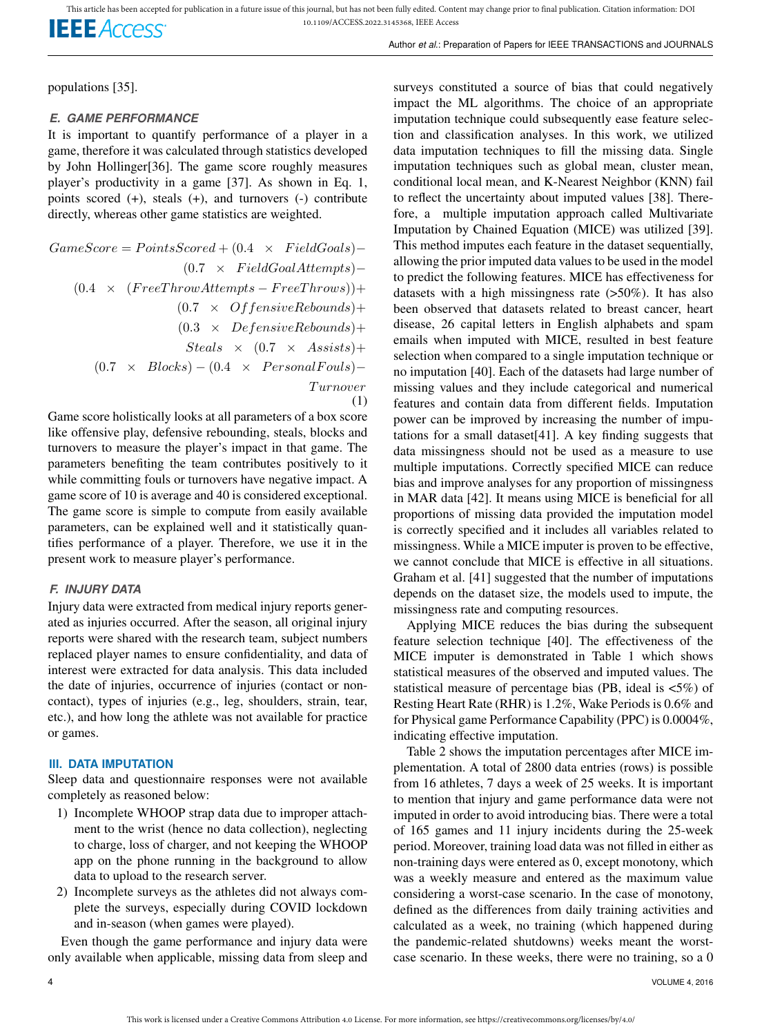populations [35].

### E. GAME PERFORMANCE

It is important to quantify performance of a player in a game, therefore it was calculated through statistics developed by John Hollinger[36]. The game score roughly measures player's productivity in a game [37]. As shown in Eq. 1, points scored (+), steals (+), and turnovers (-) contribute directly, whereas other game statistics are weighted.

$$
\begin{aligned}
GameScore = PointsScored + (0.4 \times FieldGoals) - \\
(0.7 \times FieldGoalAttempts) - \\
(0.4 \times (FreeThrowAttempts - FreeThrows)) + \\
(0.7 \times OffensiveRebounds) + \\
(0.3 \times DefensiveRebounds) + \\
Steals \times (0.7 \times Assists) + \\
(0.7 \times Blocks) - (0.4 \times PersonalFouls) - \\
Turnover
\end{aligned}
\tag{1}
$$

Game score holistically looks at all parameters of a box score like offensive play, defensive rebounding, steals, blocks and turnovers to measure the player's impact in that game. The parameters benefiting the team contributes positively to it while committing fouls or turnovers have negative impact. A game score of 10 is average and 40 is considered exceptional. The game score is simple to compute from easily available parameters, can be explained well and it statistically quantifies performance of a player. Therefore, we use it in the present work to measure player's performance.

### F. INJURY DATA

Injury data were extracted from medical injury reports generated as injuries occurred. After the season, all original injury reports were shared with the research team, subject numbers replaced player names to ensure confidentiality, and data of interest were extracted for data analysis. This data included the date of injuries, occurrence of injuries (contact or non-contact), types of injuries (e.g., leg, shoulders, strain, tear, etc.), and how long the athlete was not available for practice or games.

## III. DATA IMPUTATION

Sleep data and questionnaire responses were not available completely as reasoned below:

1) Incomplete WHOOP strap data due to improper attachment to the wrist (hence no data collection), neglecting to charge, loss of charger, and not keeping the WHOOP app on the phone running in the background to allow data to upload to the research server.
2) Incomplete surveys as the athletes did not always complete the surveys, especially during COVID lockdown and in-season (when games were played).

Even though the game performance and injury data were only available when applicable, missing data from sleep and surveys constituted a source of bias that could negatively impact the ML algorithms. The choice of an appropriate imputation technique could subsequently ease feature selection and classification analyses. In this work, we utilized data imputation techniques to fill the missing data. Single imputation techniques such as global mean, cluster mean, conditional local mean, and K-Nearest Neighbor (KNN) fail to reflect the uncertainty about imputed values [38]. Therefore, a multiple imputation approach called Multivariate Imputation by Chained Equation (MICE) was utilized [39]. This method imputes each feature in the dataset sequentially, allowing the prior imputed data values to be used in the model to predict the following features. MICE has effectiveness for datasets with a high missingness rate (>50%). It has also been observed that datasets related to breast cancer, heart disease, 26 capital letters in English alphabets and spam emails when imputed with MICE, resulted in best feature selection when compared to a single imputation technique or no imputation [40]. Each of the datasets had large number of missing values and they include categorical and numerical features and contain data from different fields. Imputation power can be improved by increasing the number of imputations for a small dataset[41]. A key finding suggests that data missingness should not be used as a measure to use multiple imputations. Correctly specified MICE can reduce bias and improve analyses for any proportion of missingness in MAR data [42]. It means using MICE is beneficial for all proportions of missing data provided the imputation model is correctly specified and it includes all variables related to missingness. While a MICE imputer is proven to be effective, we cannot conclude that MICE is effective in all situations. Graham et al. [41] suggested that the number of imputations depends on the dataset size, the models used to impute, the missingness rate and computing resources.

Applying MICE reduces the bias during the subsequent feature selection technique [40]. The effectiveness of the MICE imputer is demonstrated in Table 1 which shows statistical measures of the observed and imputed values. The statistical measure of percentage bias (PB, ideal is <5%) of Resting Heart Rate (RHR) is 1.2%, Wake Periods is 0.6% and for Physical game Performance Capability (PPC) is 0.0004%, indicating effective imputation.

Table 2 shows the imputation percentages after MICE implementation. A total of 2800 data entries (rows) is possible from 16 athletes, 7 days a week of 25 weeks. It is important to mention that injury and game performance data were not imputed in order to avoid introducing bias. There were a total of 165 games and 11 injury incidents during the 25-week period. Moreover, training load data was not filled in either as non-training days were entered as 0, except monotony, which was a weekly measure and entered as the maximum value considering a worst-case scenario. In the case of monotony, defined as the differences from daily training activities and calculated as a week, no training (which happened during the pandemic-related shutdowns) weeks meant the worst-case scenario. In these weeks, there were no training, so a 0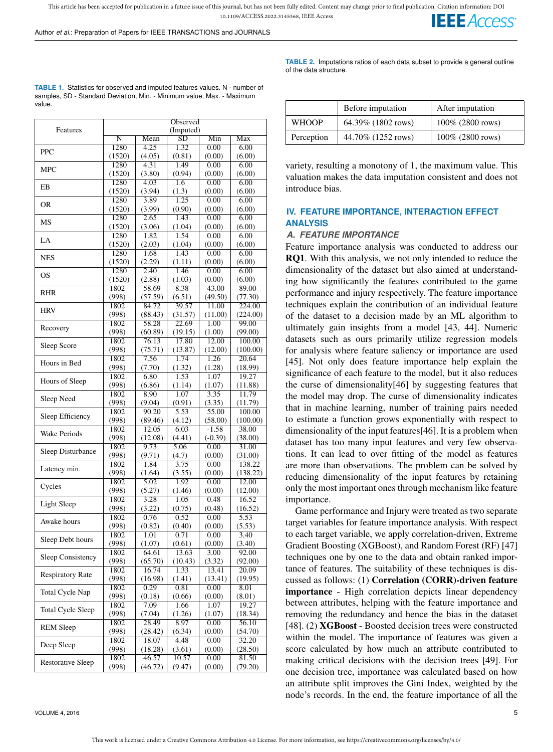**TABLE 1.** Statistics for observed and imputed features values. N - number of samples, SD - Standard Deviation, Min. - Minimum value, Max. - Maximum value.

| Features | Observed (Imputed) | | | | |
|---|---|---|---|---|---|
| | N | Mean | SD | Min | Max |
| PPC | 1280 (1520) | 4.25 (4.05) | 1.32 (0.81) | 0.00 (0.00) | 6.00 (6.00) |
| MPC | 1280 (1520) | 4.31 (3.80) | 1.49 (0.94) | 0.00 (0.00) | 6.00 (6.00) |
| EB | 1280 (1520) | 4.03 (3.94) | 1.6 (1.3) | 0.00 (0.00) | 6.00 (6.00) |
| OR | 1280 (1520) | 3.89 (3.99) | 1.25 (0.90) | 0.00 (0.00) | 6.00 (6.00) |
| MS | 1280 (1520) | 2.65 (3.06) | 1.43 (1.04) | 0.00 (0.00) | 6.00 (6.00) |
| LA | 1280 (1520) | 1.82 (2.03) | 1.54 (1.04) | 0.00 (0.00) | 6.00 (6.00) |
| NES | 1280 (1520) | 1.68 (2.29) | 1.43 (1.11) | 0.00 (0.00) | 6.00 (6.00) |
| OS | 1280 (1520) | 2.40 (2.88) | 1.46 (1.03) | 0.00 (0.00) | 6.00 (6.00) |
| RHR | 1802 (998) | 58.69 (57.59) | 8.38 (6.51) | 43.00 (49.50) | 89.00 (77.30) |
| HRV | 1802 (998) | 84.72 (88.43) | 39.57 (31.57) | 11.00 (11.00) | 224.00 (224.00) |
| Recovery | 1802 (998) | 58.28 (60.89) | 22.69 (19.15) | 1.00 (1.00) | 99.00 (99.00) |
| Sleep Score | 1802 (998) | 76.13 (75.71) | 17.80 (13.87) | 12.00 (12.00) | 100.00 (100.00) |
| Hours in Bed | 1802 (998) | 7.56 (7.70) | 1.74 (1.32) | 1.26 (1.28) | 20.64 (18.99) |
| Hours of Sleep | 1802 (998) | 6.80 (6.86) | 1.53 (1.14) | 1.07 (1.07) | 19.27 (11.88) |
| Sleep Need | 1802 (998) | 8.90 (9.04) | 1.07 (0.91) | 3.35 (3.35) | 11.79 (11.79) |
| Sleep Efficiency | 1802 (998) | 90.20 (89.46) | 5.53 (4.12) | 55.00 (58.00) | 100.00 (100.00) |
| Wake Periods | 1802 (998) | 12.05 (12.08) | 6.03 (4.41) | -1.58 (-0.39) | 38.00 (38.00) |
| Sleep Disturbance | 1802 (998) | 9.73 (9.71) | 5.06 (4.7) | 0.00 (0.00) | 31.00 (31.00) |
| Latency min. | 1802 (998) | 1.84 (1.64) | 3.75 (3.55) | 0.00 (0.00) | 138.22 (138.22) |
| Cycles | 1802 (998) | 5.02 (5.27) | 1.92 (1.46) | 0.00 (0.00) | 12.00 (12.00) |
| Light Sleep | 1802 (998) | 3.28 (3.22) | 1.05 (0.75) | 0.48 (0.48) | 16.52 (16.52) |
| Awake hours | 1802 (998) | 0.76 (0.82) | 0.52 (0.40) | 0.00 (0.00) | 5.53 (5.53) |
| Sleep Debt hours | 1802 (998) | 1.01 (1.07) | 0.71 (0.61) | 0.00 (0.00) | 3.40 (3.40) |
| Sleep Consistency | 1802 (998) | 64.61 (65.70) | 13.63 (10.43) | 3.00 (3.32) | 92.00 (92.00) |
| Respiratory Rate | 1802 (998) | 16.74 (16.98) | 1.33 (1.41) | 13.41 (13.41) | 20.09 (19.95) |
| Total Cycle Nap | 1802 (998) | 0.29 (0.18) | 0.81 (0.66) | 0.00 (0.00) | 8.01 (8.01) |
| Total Cycle Sleep | 1802 (998) | 7.09 (7.04) | 1.66 (1.26) | 1.07 (1.07) | 19.27 (18.34) |
| REM Sleep | 1802 (998) | 28.49 (28.42) | 8.97 (6.34) | 0.00 (0.00) | 56.10 (54.70) |
| Deep Sleep | 1802 (998) | 18.07 (18.28) | 4.48 (3.61) | 0.00 (0.00) | 32.20 (28.50) |
| Restorative Sleep | 1802 (998) | 46.57 (46.72) | 10.57 (9.47) | 0.00 (0.00) | 81.50 (79.20) |

**TABLE 2.** Imputations ratios of each data subset to provide a general outline of the data structure.

| | Before imputation | After imputation |
|---|---|---|
| WHOOP | 64.39% (1802 rows) | 100% (2800 rows) |
| Perception | 44.70% (1252 rows) | 100% (2800 rows) |

variety, resulting a monotony of 1, the maximum value. This valuation makes the data imputation consistent and does not introduce bias.

## IV. FEATURE IMPORTANCE, INTERACTION EFFECT ANALYSIS

### A. FEATURE IMPORTANCE

Feature importance analysis was conducted to address our **RQ1**. With this analysis, we not only intended to reduce the dimensionality of the dataset but also aimed at understanding how significantly the features contributed to the game performance and injury respectively. The feature importance techniques explain the contribution of an individual feature of the dataset to a decision made by an ML algorithm to ultimately gain insights from a model [43, 44]. Numeric datasets such as ours primarily utilize regression models for analysis where feature saliency or importance are used [45]. Not only does feature importance help explain the significance of each feature to the model, but it also reduces the curse of dimensionality[46] by suggesting features that the model may drop. The curse of dimensionality indicates that in machine learning, number of training pairs needed to estimate a function grows exponentially with respect to dimensionality of the input features[46]. It is a problem when dataset has too many input features and very few observations. It can lead to over fitting of the model as features are more than observations. The problem can be solved by reducing dimensionality of the input features by retaining only the most important ones through mechanism like feature importance.

Game performance and Injury were treated as two separate target variables for feature importance analysis. With respect to each target variable, we apply correlation-driven, Extreme Gradient Boosting (XGBoost), and Random Forest (RF) [47] techniques one by one to the data and obtain ranked importance of features. The suitability of these techniques is discussed as follows: (1) **Correlation (CORR)-driven feature importance** - High correlation depicts linear dependency between attributes, helping with the feature importance and removing the redundancy and hence the bias in the dataset [48]. (2) **XGBoost** - Boosted decision trees were constructed within the model. The importance of features was given a score calculated by how much an attribute contributed to making critical decisions with the decision trees [49]. For one decision tree, importance was calculated based on how an attribute split improves the Gini Index, weighted by the node's records. In the end, the feature importance of all the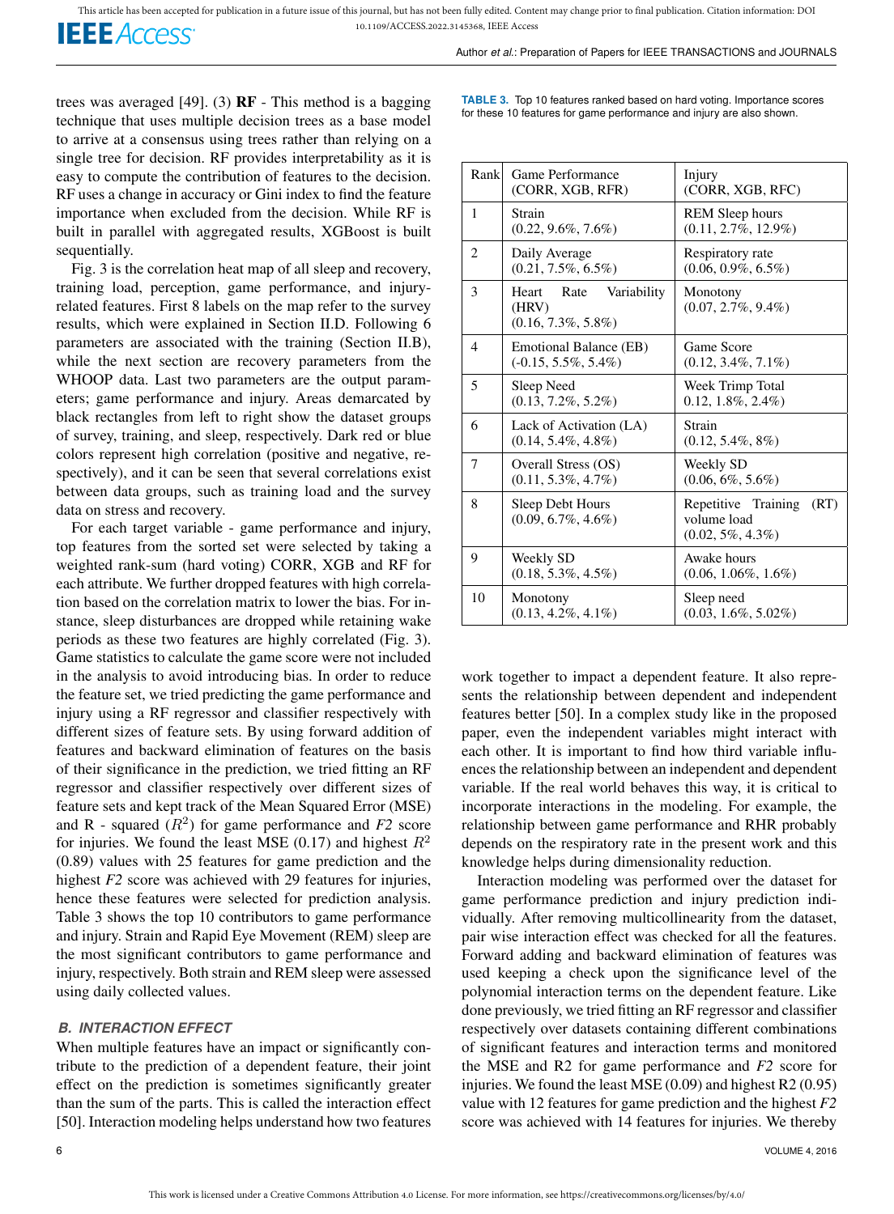trees was averaged [49]. (3) **RF** - This method is a bagging technique that uses multiple decision trees as a base model to arrive at a consensus using trees rather than relying on a single tree for decision. RF provides interpretability as it is easy to compute the contribution of features to the decision. RF uses a change in accuracy or Gini index to find the feature importance when excluded from the decision. While RF is built in parallel with aggregated results, XGBoost is built sequentially.

Fig. 3 is the correlation heat map of all sleep and recovery, training load, perception, game performance, and injury-related features. First 8 labels on the map refer to the survey results, which were explained in Section II.D. Following 6 parameters are associated with the training (Section II.B), while the next section are recovery parameters from the WHOOP data. Last two parameters are the output parameters; game performance and injury. Areas demarcated by black rectangles from left to right show the dataset groups of survey, training, and sleep, respectively. Dark red or blue colors represent high correlation (positive and negative, respectively), and it can be seen that several correlations exist between data groups, such as training load and the survey data on stress and recovery.

For each target variable - game performance and injury, top features from the sorted set were selected by taking a weighted rank-sum (hard voting) CORR, XGB and RF for each attribute. We further dropped features with high correlation based on the correlation matrix to lower the bias. For instance, sleep disturbances are dropped while retaining wake periods as these two features are highly correlated (Fig. 3). Game statistics to calculate the game score were not included in the analysis to avoid introducing bias. In order to reduce the feature set, we tried predicting the game performance and injury using a RF regressor and classifier respectively with different sizes of feature sets. By using forward addition of features and backward elimination of features on the basis of their significance in the prediction, we tried fitting an RF regressor and classifier respectively over different sizes of feature sets and kept track of the Mean Squared Error (MSE) and R - squared ($R^2$) for game performance and *F2* score for injuries. We found the least MSE (0.17) and highest $R^2$ (0.89) values with 25 features for game prediction and the highest *F2* score was achieved with 29 features for injuries, hence these features were selected for prediction analysis. Table 3 shows the top 10 contributors to game performance and injury. Strain and Rapid Eye Movement (REM) sleep are the most significant contributors to game performance and injury, respectively. Both strain and REM sleep were assessed using daily collected values.

**TABLE 3.** Top 10 features ranked based on hard voting. Importance scores for these 10 features for game performance and injury are also shown.

| Rank | Game Performance (CORR, XGB, RFR) | Injury (CORR, XGB, RFC) |
|---|---|---|
| 1 | Strain (0.22, 9.6%, 7.6%) | REM Sleep hours (0.11, 2.7%, 12.9%) |
| 2 | Daily Average (0.21, 7.5%, 6.5%) | Respiratory rate (0.06, 0.9%, 6.5%) |
| 3 | Heart Rate Variability (HRV) (0.16, 7.3%, 5.8%) | Monotony (0.07, 2.7%, 9.4%) |
| 4 | Emotional Balance (EB) (-0.15, 5.5%, 5.4%) | Game Score (0.12, 3.4%, 7.1%) |
| 5 | Sleep Need (0.13, 7.2%, 5.2%) | Week Trimp Total 0.12, 1.8%, 2.4%) |
| 6 | Lack of Activation (LA) (0.14, 5.4%, 4.8%) | Strain (0.12, 5.4%, 8%) |
| 7 | Overall Stress (OS) (0.11, 5.3%, 4.7%) | Weekly SD (0.06, 6%, 5.6%) |
| 8 | Sleep Debt Hours (0.09, 6.7%, 4.6%) | Repetitive Training (RT) volume load (0.02, 5%, 4.3%) |
| 9 | Weekly SD (0.18, 5.3%, 4.5%) | Awake hours (0.06, 1.06%, 1.6%) |
| 10 | Monotony (0.13, 4.2%, 4.1%) | Sleep need (0.03, 1.6%, 5.02%) |

### B. INTERACTION EFFECT

When multiple features have an impact or significantly contribute to the prediction of a dependent feature, their joint effect on the prediction is sometimes significantly greater than the sum of the parts. This is called the interaction effect [50]. Interaction modeling helps understand how two features work together to impact a dependent feature. It also represents the relationship between dependent and independent features better [50]. In a complex study like in the proposed paper, even the independent variables might interact with each other. It is important to find how third variable influences the relationship between an independent and dependent variable. If the real world behaves this way, it is critical to incorporate interactions in the modeling. For example, the relationship between game performance and RHR probably depends on the respiratory rate in the present work and this knowledge helps during dimensionality reduction.

Interaction modeling was performed over the dataset for game performance prediction and injury prediction individually. After removing multicollinearity from the dataset, pair wise interaction effect was checked for all the features. Forward adding and backward elimination of features was used keeping a check upon the significance level of the polynomial interaction terms on the dependent feature. Like done previously, we tried fitting an RF regressor and classifier respectively over datasets containing different combinations of significant features and interaction terms and monitored the MSE and R2 for game performance and *F2* score for injuries. We found the least MSE (0.09) and highest R2 (0.95) value with 12 features for game prediction and the highest *F2* score was achieved with 14 features for injuries. We thereby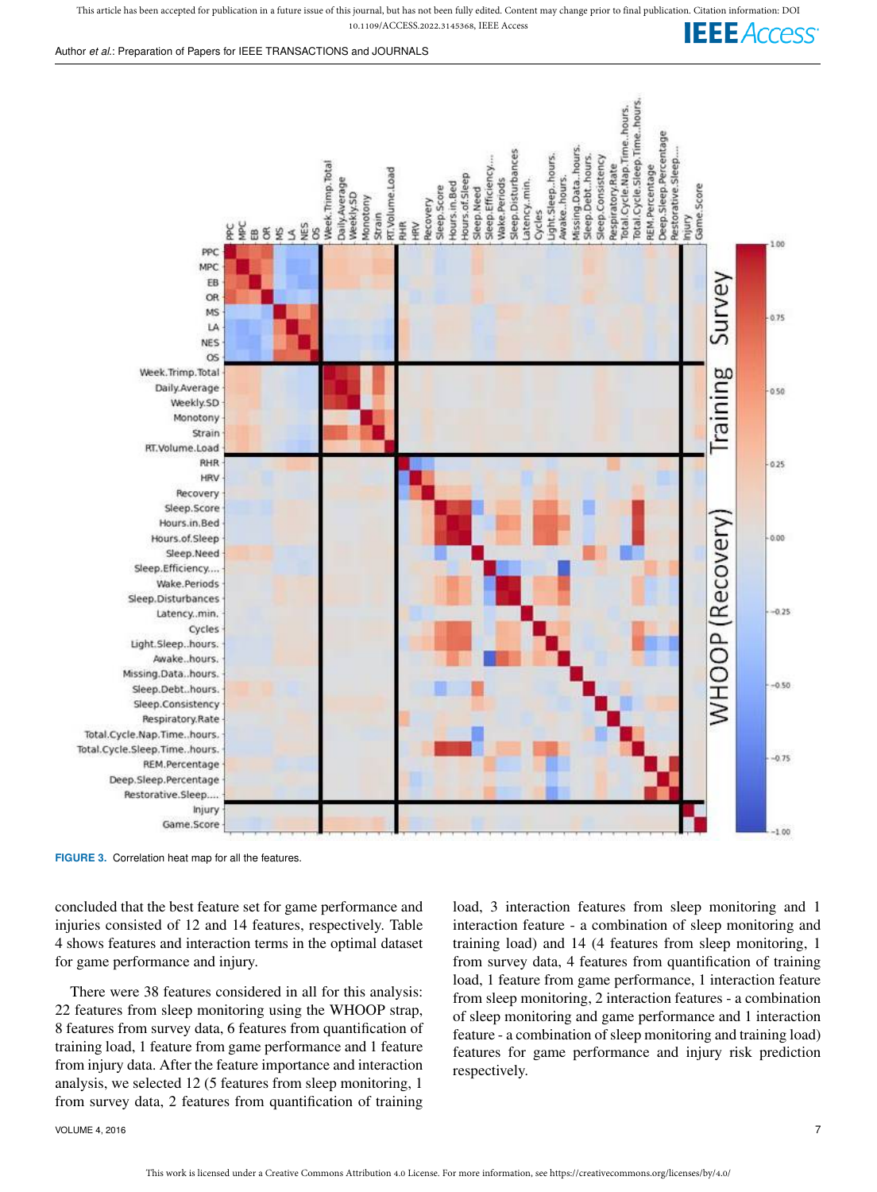FIGURE 3. Correlation heat map for all the features.

concluded that the best feature set for game performance and injuries consisted of 12 and 14 features, respectively. Table 4 shows features and interaction terms in the optimal dataset for game performance and injury.

There were 38 features considered in all for this analysis: 22 features from sleep monitoring using the WHOOP strap, 8 features from survey data, 6 features from quantification of training load, 1 feature from game performance and 1 feature from injury data. After the feature importance and interaction analysis, we selected 12 (5 features from sleep monitoring, 1 from survey data, 2 features from quantification of training load, 3 interaction features from sleep monitoring and 1 interaction feature - a combination of sleep monitoring and training load) and 14 (4 features from sleep monitoring, 1 from survey data, 4 features from quantification of training load, 1 feature from game performance, 1 interaction feature from sleep monitoring, 2 interaction features - a combination of sleep monitoring and game performance and 1 interaction feature - a combination of sleep monitoring and training load) features for game performance and injury risk prediction respectively.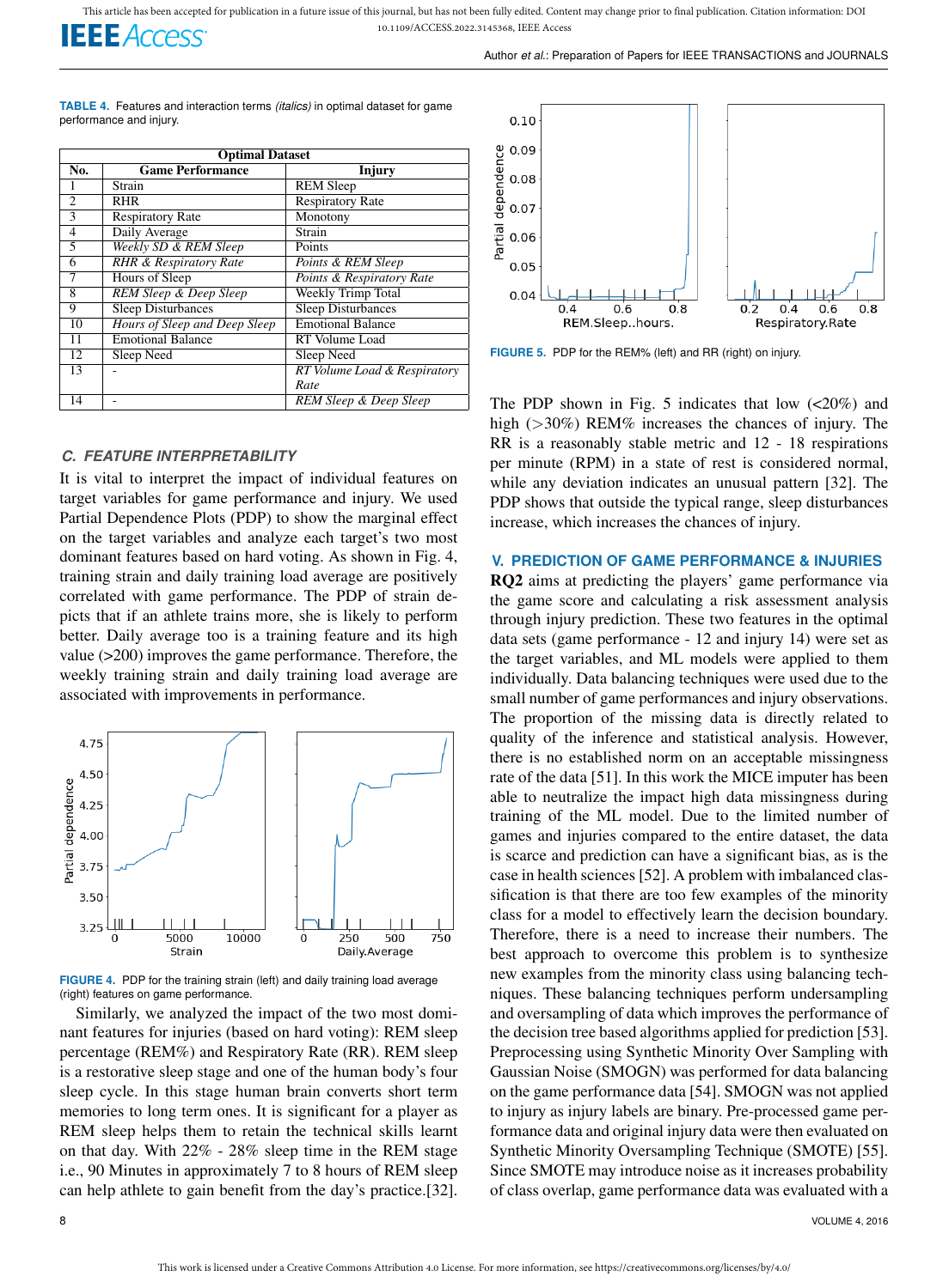**TABLE 4.** Features and interaction terms *(italics)* in optimal dataset for game performance and injury.

| Optimal Dataset | | |
|---|---|---|
| **No.** | **Game Performance** | **Injury** |
| 1 | Strain | REM Sleep |
| 2 | RHR | Respiratory Rate |
| 3 | Respiratory Rate | Monotony |
| 4 | Daily Average | Strain |
| 5 | *Weekly SD & REM Sleep* | Points |
| 6 | *RHR & Respiratory Rate* | *Points & REM Sleep* |
| 7 | Hours of Sleep | *Points & Respiratory Rate* |
| 8 | *REM Sleep & Deep Sleep* | Weekly Trimp Total |
| 9 | Sleep Disturbances | Sleep Disturbances |
| 10 | *Hours of Sleep and Deep Sleep* | Emotional Balance |
| 11 | Emotional Balance | RT Volume Load |
| 12 | Sleep Need | Sleep Need |
| 13 | - | *RT Volume Load & Respiratory Rate* |
| 14 | - | *REM Sleep & Deep Sleep* |

### C. FEATURE INTERPRETABILITY

It is vital to interpret the impact of individual features on target variables for game performance and injury. We used Partial Dependence Plots (PDP) to show the marginal effect on the target variables and analyze each target's two most dominant features based on hard voting. As shown in Fig. 4, training strain and daily training load average are positively correlated with game performance. The PDP of strain depicts that if an athlete trains more, she is likely to perform better. Daily average too is a training feature and its high value (>200) improves the game performance. Therefore, the weekly training strain and daily training load average are associated with improvements in performance.

**FIGURE 4.** PDP for the training strain (left) and daily training load average (right) features on game performance.

Similarly, we analyzed the impact of the two most dominant features for injuries (based on hard voting): REM sleep percentage (REM%) and Respiratory Rate (RR). REM sleep is a restorative sleep stage and one of the human body's four sleep cycle. In this stage human brain converts short term memories to long term ones. It is significant for a player as REM sleep helps them to retain the technical skills learnt on that day. With 22% - 28% sleep time in the REM stage i.e., 90 Minutes in approximately 7 to 8 hours of REM sleep can help athlete to gain benefit from the day's practice.[32].

**FIGURE 5.** PDP for the REM% (left) and RR (right) on injury.

The PDP shown in Fig. 5 indicates that low (<20%) and high (>30%) REM% increases the chances of injury. The RR is a reasonably stable metric and 12 - 18 respirations per minute (RPM) in a state of rest is considered normal, while any deviation indicates an unusual pattern [32]. The PDP shows that outside the typical range, sleep disturbances increase, which increases the chances of injury.

## V. PREDICTION OF GAME PERFORMANCE & INJURIES

**RQ2** aims at predicting the players' game performance via the game score and calculating a risk assessment analysis through injury prediction. These two features in the optimal data sets (game performance - 12 and injury 14) were set as the target variables, and ML models were applied to them individually. Data balancing techniques were used due to the small number of game performances and injury observations. The proportion of the missing data is directly related to quality of the inference and statistical analysis. However, there is no established norm on an acceptable missingness rate of the data [51]. In this work the MICE imputer has been able to neutralize the impact high data missingness during training of the ML model. Due to the limited number of games and injuries compared to the entire dataset, the data is scarce and prediction can have a significant bias, as is the case in health sciences [52]. A problem with imbalanced classification is that there are too few examples of the minority class for a model to effectively learn the decision boundary. Therefore, there is a need to increase their numbers. The best approach to overcome this problem is to synthesize new examples from the minority class using balancing techniques. These balancing techniques perform undersampling and oversampling of data which improves the performance of the decision tree based algorithms applied for prediction [53]. Preprocessing using Synthetic Minority Over Sampling with Gaussian Noise (SMOGN) was performed for data balancing on the game performance data [54]. SMOGN was not applied to injury as injury labels are binary. Pre-processed game performance data and original injury data were then evaluated on Synthetic Minority Oversampling Technique (SMOTE) [55]. Since SMOTE may introduce noise as it increases probability of class overlap, game performance data was evaluated with a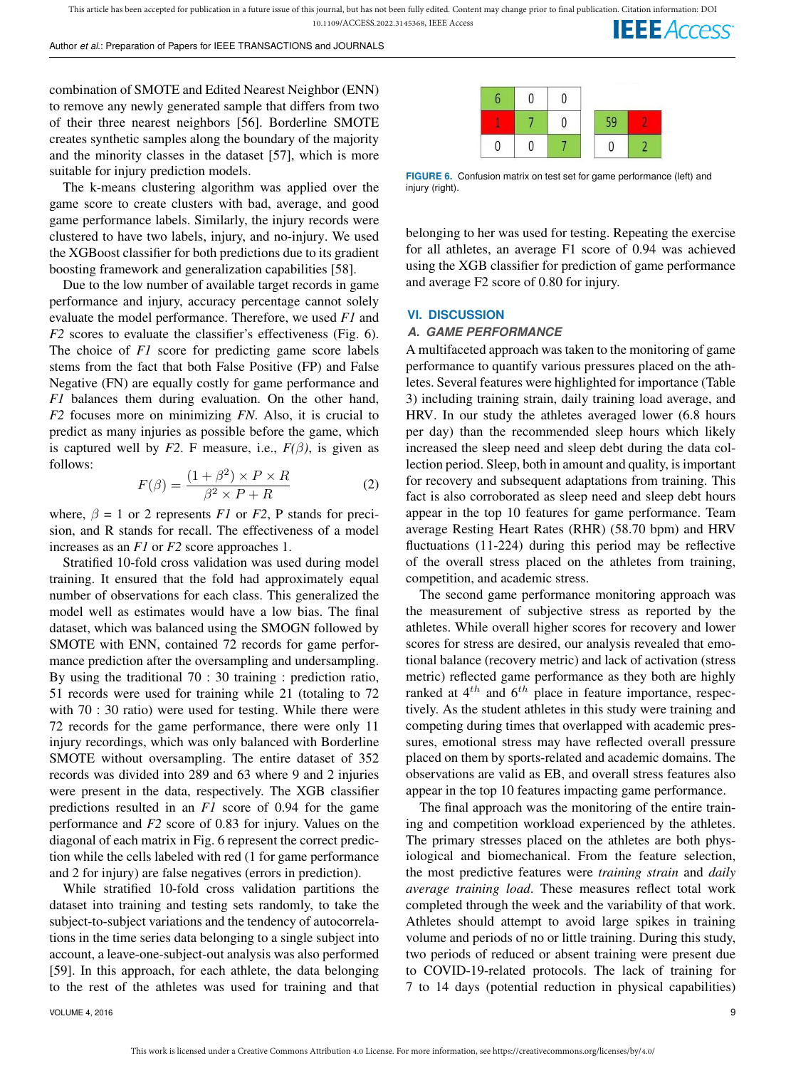combination of SMOTE and Edited Nearest Neighbor (ENN) to remove any newly generated sample that differs from two of their three nearest neighbors [56]. Borderline SMOTE creates synthetic samples along the boundary of the majority and the minority classes in the dataset [57], which is more suitable for injury prediction models.

The k-means clustering algorithm was applied over the game score to create clusters with bad, average, and good game performance labels. Similarly, the injury records were clustered to have two labels, injury, and no-injury. We used the XGBoost classifier for both predictions due to its gradient boosting framework and generalization capabilities [58].

Due to the low number of available target records in game performance and injury, accuracy percentage cannot solely evaluate the model performance. Therefore, we used *F1* and *F2* scores to evaluate the classifier's effectiveness (Fig. 6). The choice of *F1* score for predicting game score labels stems from the fact that both False Positive (FP) and False Negative (FN) are equally costly for game performance and *F1* balances them during evaluation. On the other hand, *F2* focuses more on minimizing *FN*. Also, it is crucial to predict as many injuries as possible before the game, which is captured well by *F2*. F measure, i.e., $F(\beta)$, is given as follows:

$$F(\beta) = \frac{(1+\beta^2) \times P \times R}{\beta^2 \times P + R} \tag{2}$$

where, $\beta$ = 1 or 2 represents *F1* or *F2*, P stands for precision, and R stands for recall. The effectiveness of a model increases as an *F1* or *F2* score approaches 1.

Stratified 10-fold cross validation was used during model training. It ensured that the fold had approximately equal number of observations for each class. This generalized the model well as estimates would have a low bias. The final dataset, which was balanced using the SMOGN followed by SMOTE with ENN, contained 72 records for game performance prediction after the oversampling and undersampling. By using the traditional 70 : 30 training : prediction ratio, 51 records were used for training while 21 (totaling to 72 with 70 : 30 ratio) were used for testing. While there were 72 records for the game performance, there were only 11 injury recordings, which was only balanced with Borderline SMOTE without oversampling. The entire dataset of 352 records was divided into 289 and 63 where 9 and 2 injuries were present in the data, respectively. The XGB classifier predictions resulted in an *F1* score of 0.94 for the game performance and *F2* score of 0.83 for injury. Values on the diagonal of each matrix in Fig. 6 represent the correct prediction while the cells labeled with red (1 for game performance and 2 for injury) are false negatives (errors in prediction).

While stratified 10-fold cross validation partitions the dataset into training and testing sets randomly, to take the subject-to-subject variations and the tendency of autocorrelations in the time series data belonging to a single subject into account, a leave-one-subject-out analysis was also performed [59]. In this approach, for each athlete, the data belonging to the rest of the athletes was used for training and that

| 6 | 0 | 0 |
|---|---|---|
| 1 | 7 | 0 |
| 0 | 0 | 7 |

| 59 | 2 |
|---|---|
| 0 | 2 |

**FIGURE 6.** Confusion matrix on test set for game performance (left) and injury (right).

belonging to her was used for testing. Repeating the exercise for all athletes, an average F1 score of 0.94 was achieved using the XGB classifier for prediction of game performance and average F2 score of 0.80 for injury.

## VI. DISCUSSION

### A. GAME PERFORMANCE

A multifaceted approach was taken to the monitoring of game performance to quantify various pressures placed on the athletes. Several features were highlighted for importance (Table 3) including training strain, daily training load average, and HRV. In our study the athletes averaged lower (6.8 hours per day) than the recommended sleep hours which likely increased the sleep need and sleep debt during the data collection period. Sleep, both in amount and quality, is important for recovery and subsequent adaptations from training. This fact is also corroborated as sleep need and sleep debt hours appear in the top 10 features for game performance. Team average Resting Heart Rates (RHR) (58.70 bpm) and HRV fluctuations (11-224) during this period may be reflective of the overall stress placed on the athletes from training, competition, and academic stress.

The second game performance monitoring approach was the measurement of subjective stress as reported by the athletes. While overall higher scores for recovery and lower scores for stress are desired, our analysis revealed that emotional balance (recovery metric) and lack of activation (stress metric) reflected game performance as they both are highly ranked at $4^{th}$ and $6^{th}$ place in feature importance, respectively. As the student athletes in this study were training and competing during times that overlapped with academic pressures, emotional stress may have reflected overall pressure placed on them by sports-related and academic domains. The observations are valid as EB, and overall stress features also appear in the top 10 features impacting game performance.

The final approach was the monitoring of the entire training and competition workload experienced by the athletes. The primary stresses placed on the athletes are both physiological and biomechanical. From the feature selection, the most predictive features were *training strain* and *daily average training load*. These measures reflect total work completed through the week and the variability of that work. Athletes should attempt to avoid large spikes in training volume and periods of no or little training. During this study, two periods of reduced or absent training were present due to COVID-19-related protocols. The lack of training for 7 to 14 days (potential reduction in physical capabilities)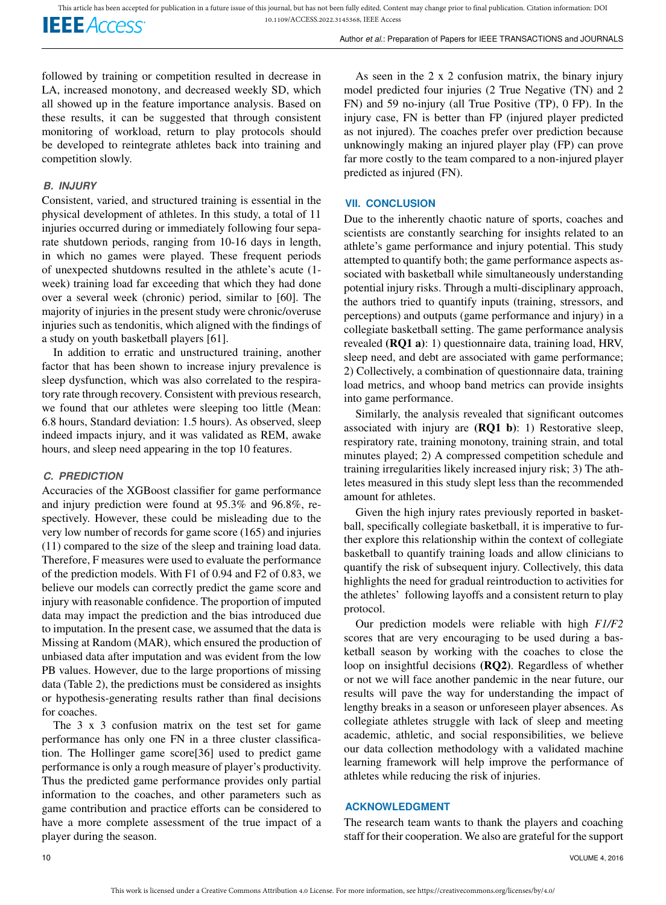followed by training or competition resulted in decrease in LA, increased monotony, and decreased weekly SD, which all showed up in the feature importance analysis. Based on these results, it can be suggested that through consistent monitoring of workload, return to play protocols should be developed to reintegrate athletes back into training and competition slowly.

### B. INJURY

Consistent, varied, and structured training is essential in the physical development of athletes. In this study, a total of 11 injuries occurred during or immediately following four separate shutdown periods, ranging from 10-16 days in length, in which no games were played. These frequent periods of unexpected shutdowns resulted in the athlete's acute (1-week) training load far exceeding that which they had done over a several week (chronic) period, similar to [60]. The majority of injuries in the present study were chronic/overuse injuries such as tendonitis, which aligned with the findings of a study on youth basketball players [61].

In addition to erratic and unstructured training, another factor that has been shown to increase injury prevalence is sleep dysfunction, which was also correlated to the respiratory rate through recovery. Consistent with previous research, we found that our athletes were sleeping too little (Mean: 6.8 hours, Standard deviation: 1.5 hours). As observed, sleep indeed impacts injury, and it was validated as REM, awake hours, and sleep need appearing in the top 10 features.

### C. PREDICTION

Accuracies of the XGBoost classifier for game performance and injury prediction were found at 95.3% and 96.8%, respectively. However, these could be misleading due to the very low number of records for game score (165) and injuries (11) compared to the size of the sleep and training load data. Therefore, F measures were used to evaluate the performance of the prediction models. With F1 of 0.94 and F2 of 0.83, we believe our models can correctly predict the game score and injury with reasonable confidence. The proportion of imputed data may impact the prediction and the bias introduced due to imputation. In the present case, we assumed that the data is Missing at Random (MAR), which ensured the production of unbiased data after imputation and was evident from the low PB values. However, due to the large proportions of missing data (Table 2), the predictions must be considered as insights or hypothesis-generating results rather than final decisions for coaches.

The 3 x 3 confusion matrix on the test set for game performance has only one FN in a three cluster classification. The Hollinger game score[36] used to predict game performance is only a rough measure of player's productivity. Thus the predicted game performance provides only partial information to the coaches, and other parameters such as game contribution and practice efforts can be considered to have a more complete assessment of the true impact of a player during the season.

As seen in the 2 x 2 confusion matrix, the binary injury model predicted four injuries (2 True Negative (TN) and 2 FN) and 59 no-injury (all True Positive (TP), 0 FP). In the injury case, FN is better than FP (injured player predicted as not injured). The coaches prefer over prediction because unknowingly making an injured player play (FP) can prove far more costly to the team compared to a non-injured player predicted as injured (FN).

## VII. CONCLUSION

Due to the inherently chaotic nature of sports, coaches and scientists are constantly searching for insights related to an athlete's game performance and injury potential. This study attempted to quantify both; the game performance aspects associated with basketball while simultaneously understanding potential injury risks. Through a multi-disciplinary approach, the authors tried to quantify inputs (training, stressors, and perceptions) and outputs (game performance and injury) in a collegiate basketball setting. The game performance analysis revealed **(RQ1 a)**: 1) questionnaire data, training load, HRV, sleep need, and debt are associated with game performance; 2) Collectively, a combination of questionnaire data, training load metrics, and whoop band metrics can provide insights into game performance.

Similarly, the analysis revealed that significant outcomes associated with injury are **(RQ1 b)**: 1) Restorative sleep, respiratory rate, training monotony, training strain, and total minutes played; 2) A compressed competition schedule and training irregularities likely increased injury risk; 3) The athletes measured in this study slept less than the recommended amount for athletes.

Given the high injury rates previously reported in basketball, specifically collegiate basketball, it is imperative to further explore this relationship within the context of collegiate basketball to quantify training loads and allow clinicians to quantify the risk of subsequent injury. Collectively, this data highlights the need for gradual reintroduction to activities for the athletes' following layoffs and a consistent return to play protocol.

Our prediction models were reliable with high *F1/F2* scores that are very encouraging to be used during a basketball season by working with the coaches to close the loop on insightful decisions **(RQ2)**. Regardless of whether or not we will face another pandemic in the near future, our results will pave the way for understanding the impact of lengthy breaks in a season or unforeseen player absences. As collegiate athletes struggle with lack of sleep and meeting academic, athletic, and social responsibilities, we believe our data collection methodology with a validated machine learning framework will help improve the performance of athletes while reducing the risk of injuries.

## ACKNOWLEDGMENT

The research team wants to thank the players and coaching staff for their cooperation. We also are grateful for the support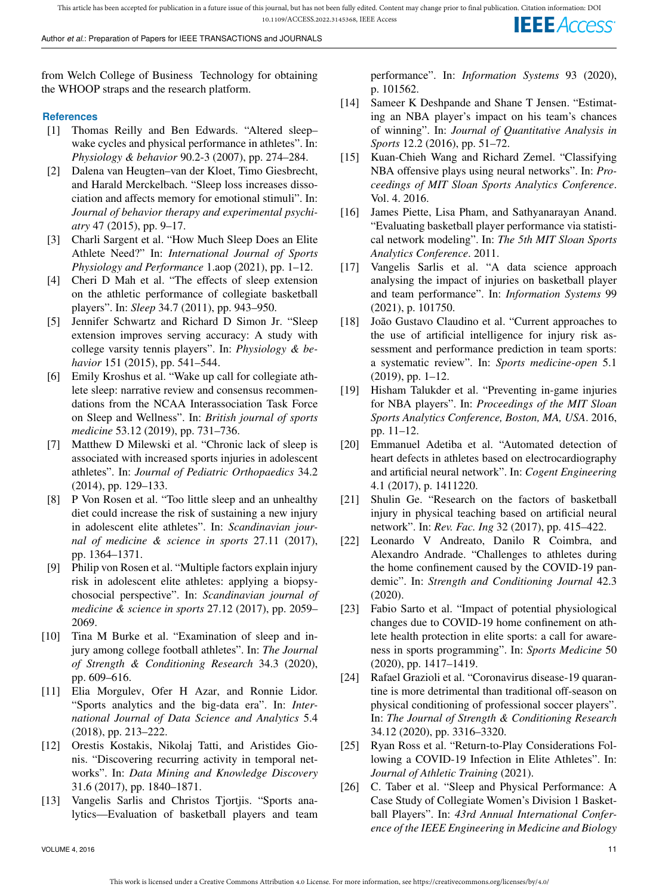from Welch College of Business Technology for obtaining the WHOOP straps and the research platform.

### References

[1] Thomas Reilly and Ben Edwards. "Altered sleep–wake cycles and physical performance in athletes". In: *Physiology & behavior* 90.2-3 (2007), pp. 274–284.

[2] Dalena van Heugten–van der Kloet, Timo Giesbrecht, and Harald Merckelbach. "Sleep loss increases dissociation and affects memory for emotional stimuli". In: *Journal of behavior therapy and experimental psychiatry* 47 (2015), pp. 9–17.

[3] Charli Sargent et al. "How Much Sleep Does an Elite Athlete Need?" In: *International Journal of Sports Physiology and Performance* 1.aop (2021), pp. 1–12.

[4] Cheri D Mah et al. "The effects of sleep extension on the athletic performance of collegiate basketball players". In: *Sleep* 34.7 (2011), pp. 943–950.

[5] Jennifer Schwartz and Richard D Simon Jr. "Sleep extension improves serving accuracy: A study with college varsity tennis players". In: *Physiology & behavior* 151 (2015), pp. 541–544.

[6] Emily Kroshus et al. "Wake up call for collegiate athlete sleep: narrative review and consensus recommendations from the NCAA Interassociation Task Force on Sleep and Wellness". In: *British journal of sports medicine* 53.12 (2019), pp. 731–736.

[7] Matthew D Milewski et al. "Chronic lack of sleep is associated with increased sports injuries in adolescent athletes". In: *Journal of Pediatric Orthopaedics* 34.2 (2014), pp. 129–133.

[8] P Von Rosen et al. "Too little sleep and an unhealthy diet could increase the risk of sustaining a new injury in adolescent elite athletes". In: *Scandinavian journal of medicine & science in sports* 27.11 (2017), pp. 1364–1371.

[9] Philip von Rosen et al. "Multiple factors explain injury risk in adolescent elite athletes: applying a biopsychosocial perspective". In: *Scandinavian journal of medicine & science in sports* 27.12 (2017), pp. 2059–2069.

[10] Tina M Burke et al. "Examination of sleep and injury among college football athletes". In: *The Journal of Strength & Conditioning Research* 34.3 (2020), pp. 609–616.

[11] Elia Morgulev, Ofer H Azar, and Ronnie Lidor. "Sports analytics and the big-data era". In: *International Journal of Data Science and Analytics* 5.4 (2018), pp. 213–222.

[12] Orestis Kostakis, Nikolaj Tatti, and Aristides Gionis. "Discovering recurring activity in temporal networks". In: *Data Mining and Knowledge Discovery* 31.6 (2017), pp. 1840–1871.

[13] Vangelis Sarlis and Christos Tjortjis. "Sports analytics—Evaluation of basketball players and team performance". In: *Information Systems* 93 (2020), p. 101562.

[14] Sameer K Deshpande and Shane T Jensen. "Estimating an NBA player's impact on his team's chances of winning". In: *Journal of Quantitative Analysis in Sports* 12.2 (2016), pp. 51–72.

[15] Kuan-Chieh Wang and Richard Zemel. "Classifying NBA offensive plays using neural networks". In: *Proceedings of MIT Sloan Sports Analytics Conference*. Vol. 4. 2016.

[16] James Piette, Lisa Pham, and Sathyanarayan Anand. "Evaluating basketball player performance via statistical network modeling". In: *The 5th MIT Sloan Sports Analytics Conference*. 2011.

[17] Vangelis Sarlis et al. "A data science approach analysing the impact of injuries on basketball player and team performance". In: *Information Systems* 99 (2021), p. 101750.

[18] João Gustavo Claudino et al. "Current approaches to the use of artificial intelligence for injury risk assessment and performance prediction in team sports: a systematic review". In: *Sports medicine-open* 5.1 (2019), pp. 1–12.

[19] Hisham Talukder et al. "Preventing in-game injuries for NBA players". In: *Proceedings of the MIT Sloan Sports Analytics Conference, Boston, MA, USA*. 2016, pp. 11–12.

[20] Emmanuel Adetiba et al. "Automated detection of heart defects in athletes based on electrocardiography and artificial neural network". In: *Cogent Engineering* 4.1 (2017), p. 1411220.

[21] Shulin Ge. "Research on the factors of basketball injury in physical teaching based on artificial neural network". In: *Rev. Fac. Ing* 32 (2017), pp. 415–422.

[22] Leonardo V Andreato, Danilo R Coimbra, and Alexandro Andrade. "Challenges to athletes during the home confinement caused by the COVID-19 pandemic". In: *Strength and Conditioning Journal* 42.3 (2020).

[23] Fabio Sarto et al. "Impact of potential physiological changes due to COVID-19 home confinement on athlete health protection in elite sports: a call for awareness in sports programming". In: *Sports Medicine* 50 (2020), pp. 1417–1419.

[24] Rafael Grazioli et al. "Coronavirus disease-19 quarantine is more detrimental than traditional off-season on physical conditioning of professional soccer players". In: *The Journal of Strength & Conditioning Research* 34.12 (2020), pp. 3316–3320.

[25] Ryan Ross et al. "Return-to-Play Considerations Following a COVID-19 Infection in Elite Athletes". In: *Journal of Athletic Training* (2021).

[26] C. Taber et al. "Sleep and Physical Performance: A Case Study of Collegiate Women's Division 1 Basketball Players". In: *43rd Annual International Conference of the IEEE Engineering in Medicine and Biology*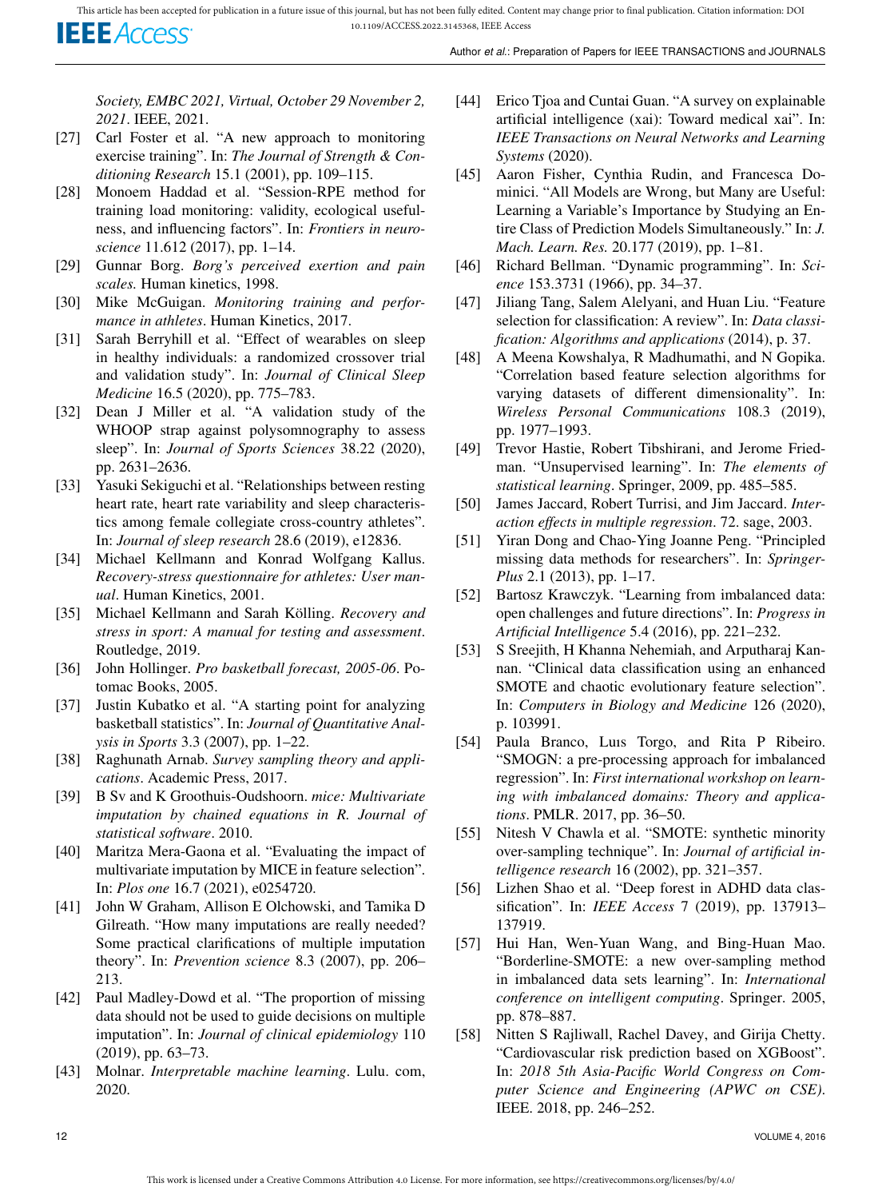*Society, EMBC 2021, Virtual, October 29 November 2, 2021*. IEEE, 2021.

[27] Carl Foster et al. "A new approach to monitoring exercise training". In: *The Journal of Strength & Conditioning Research* 15.1 (2001), pp. 109–115.

[28] Monoem Haddad et al. "Session-RPE method for training load monitoring: validity, ecological usefulness, and influencing factors". In: *Frontiers in neuroscience* 11.612 (2017), pp. 1–14.

[29] Gunnar Borg. *Borg's perceived exertion and pain scales.* Human kinetics, 1998.

[30] Mike McGuigan. *Monitoring training and performance in athletes*. Human Kinetics, 2017.

[31] Sarah Berryhill et al. "Effect of wearables on sleep in healthy individuals: a randomized crossover trial and validation study". In: *Journal of Clinical Sleep Medicine* 16.5 (2020), pp. 775–783.

[32] Dean J Miller et al. "A validation study of the WHOOP strap against polysomnography to assess sleep". In: *Journal of Sports Sciences* 38.22 (2020), pp. 2631–2636.

[33] Yasuki Sekiguchi et al. "Relationships between resting heart rate, heart rate variability and sleep characteristics among female collegiate cross-country athletes". In: *Journal of sleep research* 28.6 (2019), e12836.

[34] Michael Kellmann and Konrad Wolfgang Kallus. *Recovery-stress questionnaire for athletes: User manual*. Human Kinetics, 2001.

[35] Michael Kellmann and Sarah Kölling. *Recovery and stress in sport: A manual for testing and assessment*. Routledge, 2019.

[36] John Hollinger. *Pro basketball forecast, 2005-06*. Potomac Books, 2005.

[37] Justin Kubatko et al. "A starting point for analyzing basketball statistics". In: *Journal of Quantitative Analysis in Sports* 3.3 (2007), pp. 1–22.

[38] Raghunath Arnab. *Survey sampling theory and applications*. Academic Press, 2017.

[39] B Sv and K Groothuis-Oudshoorn. *mice: Multivariate imputation by chained equations in R. Journal of statistical software*. 2010.

[40] Maritza Mera-Gaona et al. "Evaluating the impact of multivariate imputation by MICE in feature selection". In: *Plos one* 16.7 (2021), e0254720.

[41] John W Graham, Allison E Olchowski, and Tamika D Gilreath. "How many imputations are really needed? Some practical clarifications of multiple imputation theory". In: *Prevention science* 8.3 (2007), pp. 206–213.

[42] Paul Madley-Dowd et al. "The proportion of missing data should not be used to guide decisions on multiple imputation". In: *Journal of clinical epidemiology* 110 (2019), pp. 63–73.

[43] Molnar. *Interpretable machine learning*. Lulu. com, 2020.

[44] Erico Tjoa and Cuntai Guan. "A survey on explainable artificial intelligence (xai): Toward medical xai". In: *IEEE Transactions on Neural Networks and Learning Systems* (2020).

[45] Aaron Fisher, Cynthia Rudin, and Francesca Dominici. "All Models are Wrong, but Many are Useful: Learning a Variable's Importance by Studying an Entire Class of Prediction Models Simultaneously." In: *J. Mach. Learn. Res.* 20.177 (2019), pp. 1–81.

[46] Richard Bellman. "Dynamic programming". In: *Science* 153.3731 (1966), pp. 34–37.

[47] Jiliang Tang, Salem Alelyani, and Huan Liu. "Feature selection for classification: A review". In: *Data classification: Algorithms and applications* (2014), p. 37.

[48] A Meena Kowshalya, R Madhumathi, and N Gopika. "Correlation based feature selection algorithms for varying datasets of different dimensionality". In: *Wireless Personal Communications* 108.3 (2019), pp. 1977–1993.

[49] Trevor Hastie, Robert Tibshirani, and Jerome Friedman. "Unsupervised learning". In: *The elements of statistical learning*. Springer, 2009, pp. 485–585.

[50] James Jaccard, Robert Turrisi, and Jim Jaccard. *Interaction effects in multiple regression*. 72. sage, 2003.

[51] Yiran Dong and Chao-Ying Joanne Peng. "Principled missing data methods for researchers". In: *SpringerPlus* 2.1 (2013), pp. 1–17.

[52] Bartosz Krawczyk. "Learning from imbalanced data: open challenges and future directions". In: *Progress in Artificial Intelligence* 5.4 (2016), pp. 221–232.

[53] S Sreejith, H Khanna Nehemiah, and Arputharaj Kannan. "Clinical data classification using an enhanced SMOTE and chaotic evolutionary feature selection". In: *Computers in Biology and Medicine* 126 (2020), p. 103991.

[54] Paula Branco, Luıs Torgo, and Rita P Ribeiro. "SMOGN: a pre-processing approach for imbalanced regression". In: *First international workshop on learning with imbalanced domains: Theory and applications*. PMLR. 2017, pp. 36–50.

[55] Nitesh V Chawla et al. "SMOTE: synthetic minority over-sampling technique". In: *Journal of artificial intelligence research* 16 (2002), pp. 321–357.

[56] Lizhen Shao et al. "Deep forest in ADHD data classification". In: *IEEE Access* 7 (2019), pp. 137913–137919.

[57] Hui Han, Wen-Yuan Wang, and Bing-Huan Mao. "Borderline-SMOTE: a new over-sampling method in imbalanced data sets learning". In: *International conference on intelligent computing*. Springer. 2005, pp. 878–887.

[58] Nitten S Rajliwall, Rachel Davey, and Girija Chetty. "Cardiovascular risk prediction based on XGBoost". In: *2018 5th Asia-Pacific World Congress on Computer Science and Engineering (APWC on CSE)*. IEEE. 2018, pp. 246–252.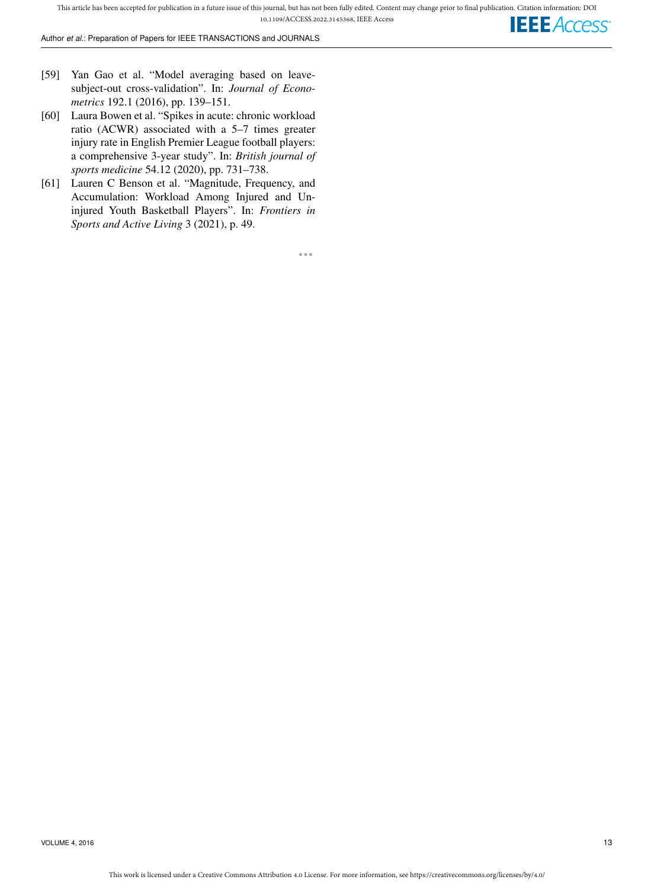[59] Yan Gao et al. "Model averaging based on leave-subject-out cross-validation". In: *Journal of Econometrics* 192.1 (2016), pp. 139–151.

[60] Laura Bowen et al. "Spikes in acute: chronic workload ratio (ACWR) associated with a 5–7 times greater injury rate in English Premier League football players: a comprehensive 3-year study". In: *British journal of sports medicine* 54.12 (2020), pp. 731–738.

[61] Lauren C Benson et al. "Magnitude, Frequency, and Accumulation: Workload Among Injured and Uninjured Youth Basketball Players". In: *Frontiers in Sports and Active Living* 3 (2021), p. 49.